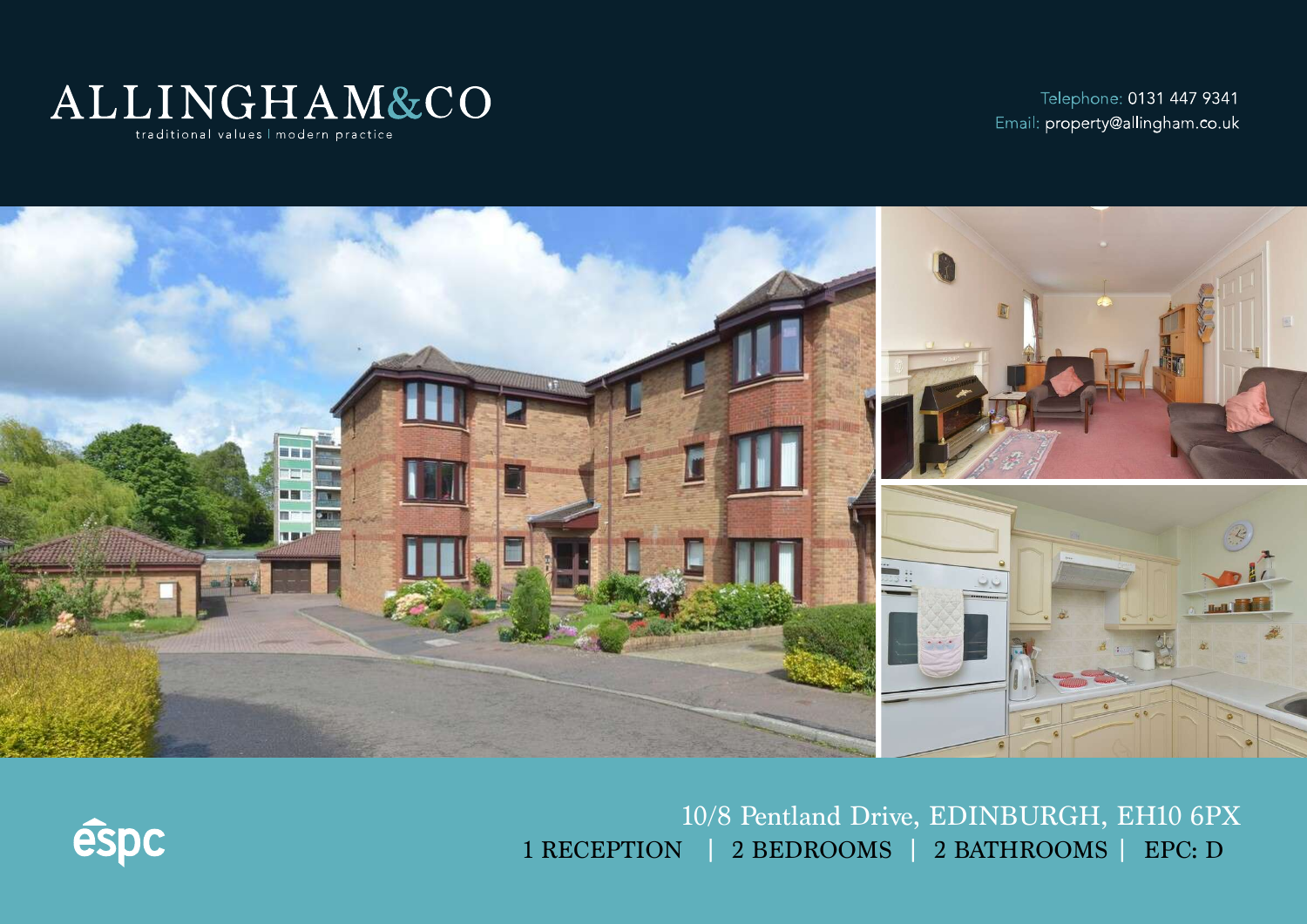# ALLINGHAM&CO

traditional values | modern practice

Telephone: 0131 447 9341
Email: property@allingham.co.uk

espc

## 10/8 Pentland Drive, EDINBURGH, EH10 6PX

1 RECEPTION | 2 BEDROOMS | 2 BATHROOMS | EPC: D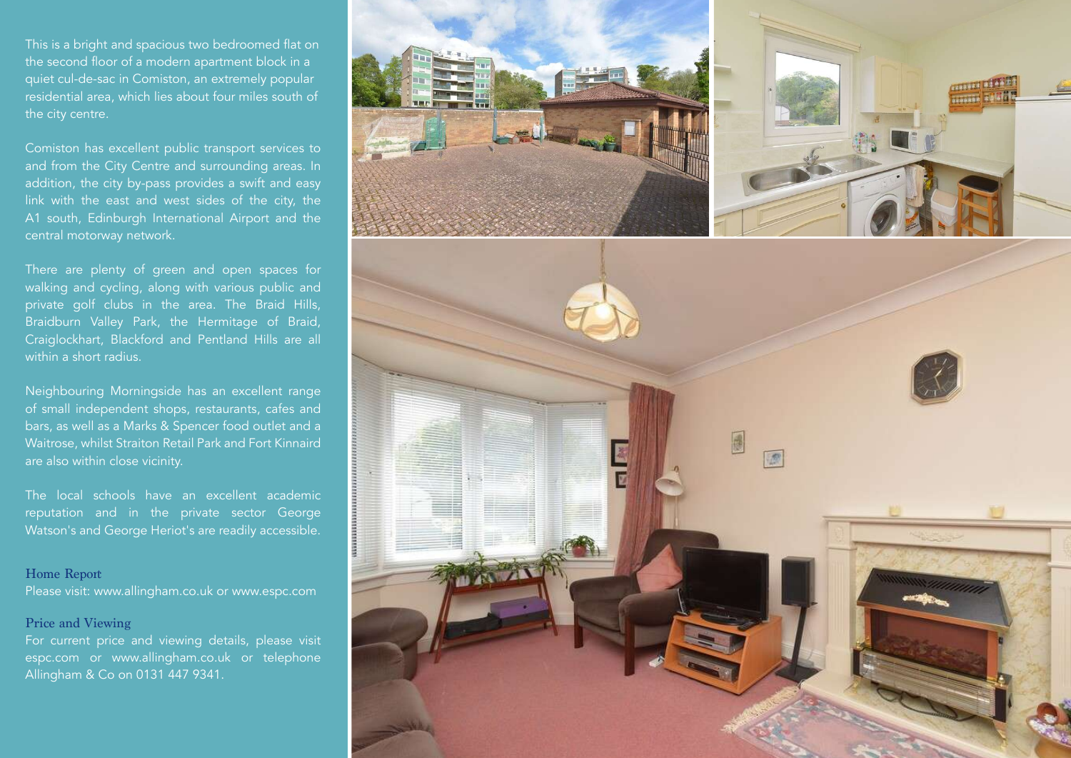This is a bright and spacious two bedroomed flat on the second floor of a modern apartment block in a quiet cul-de-sac in Comiston, an extremely popular residential area, which lies about four miles south of the city centre.

Comiston has excellent public transport services to and from the City Centre and surrounding areas. In addition, the city by-pass provides a swift and easy link with the east and west sides of the city, the A1 south, Edinburgh International Airport and the central motorway network.

There are plenty of green and open spaces for walking and cycling, along with various public and private golf clubs in the area. The Braid Hills, Braidburn Valley Park, the Hermitage of Braid, Craiglockhart, Blackford and Pentland Hills are all within a short radius.

Neighbouring Morningside has an excellent range of small independent shops, restaurants, cafes and bars, as well as a Marks & Spencer food outlet and a Waitrose, whilst Straiton Retail Park and Fort Kinnaird are also within close vicinity.

The local schools have an excellent academic reputation and in the private sector George Watson's and George Heriot's are readily accessible.

### Home Report

Please visit: www.allingham.co.uk or www.espc.com

### Price and Viewing

For current price and viewing details, please visit espc.com or www.allingham.co.uk or telephone Allingham & Co on 0131 447 9341.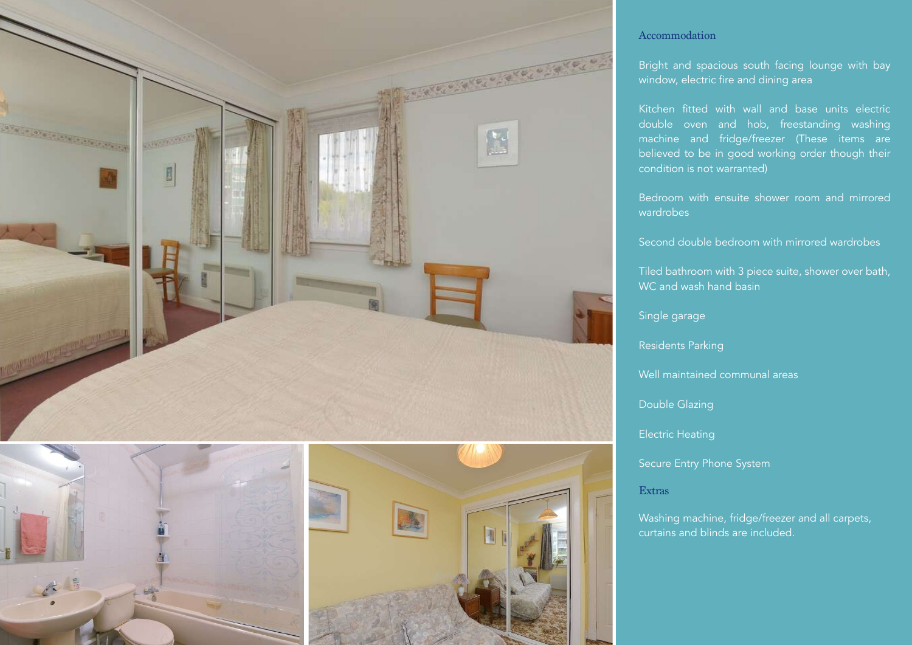## Accommodation

Bright and spacious south facing lounge with bay window, electric fire and dining area

Kitchen fitted with wall and base units electric double oven and hob, freestanding washing machine and fridge/freezer (These items are believed to be in good working order though their condition is not warranted)

Bedroom with ensuite shower room and mirrored wardrobes

Second double bedroom with mirrored wardrobes

Tiled bathroom with 3 piece suite, shower over bath, WC and wash hand basin

Single garage

Residents Parking

Well maintained communal areas

Double Glazing

Electric Heating

Secure Entry Phone System

## Extras

Washing machine, fridge/freezer and all carpets, curtains and blinds are included.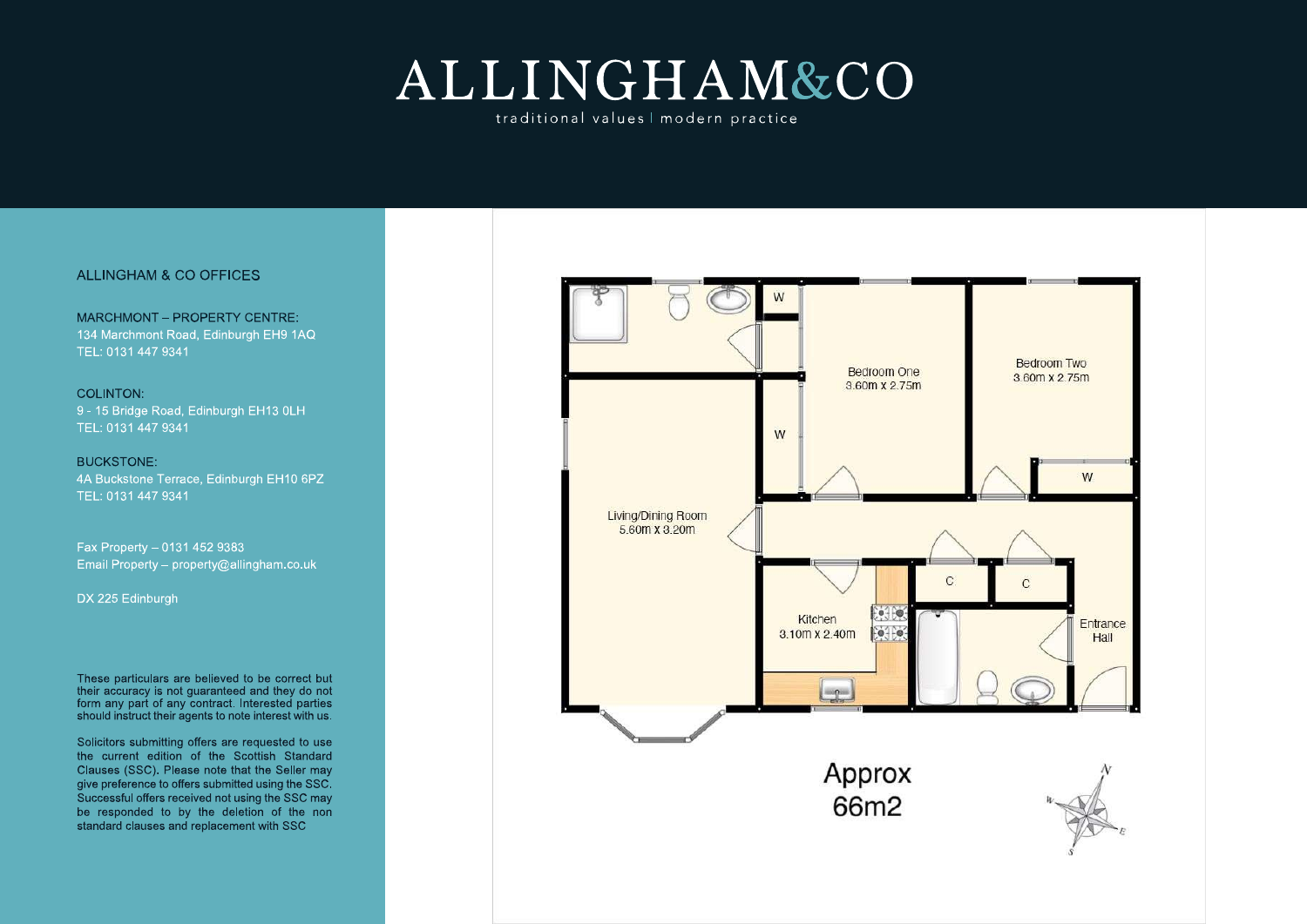# ALLINGHAM&CO

traditional values | modern practice

ALLINGHAM & CO OFFICES

MARCHMONT – PROPERTY CENTRE:
134 Marchmont Road, Edinburgh EH9 1AQ
TEL: 0131 447 9341

COLINTON:
9 - 15 Bridge Road, Edinburgh EH13 0LH
TEL: 0131 447 9341

BUCKSTONE:
4A Buckstone Terrace, Edinburgh EH10 6PZ
TEL: 0131 447 9341

Fax Property – 0131 452 9383
Email Property – property@allingham.co.uk

DX 225 Edinburgh

These particulars are believed to be correct but their accuracy is not guaranteed and they do not form any part of any contract. Interested parties should instruct their agents to note interest with us.

Solicitors submitting offers are requested to use the current edition of the Scottish Standard Clauses (SSC). Please note that the Seller may give preference to offers submitted using the SSC. Successful offers received not using the SSC may be responded to by the deletion of the non standard clauses and replacement with SSC

W

Bedroom One
3.60m x 2.75m

Bedroom Two
3.60m x 2.75m

W

W

Living/Dining Room
5.60m x 3.20m

C

C

Kitchen
3.10m x 2.40m

Entrance Hall

Approx
66m2

N
E
S
W